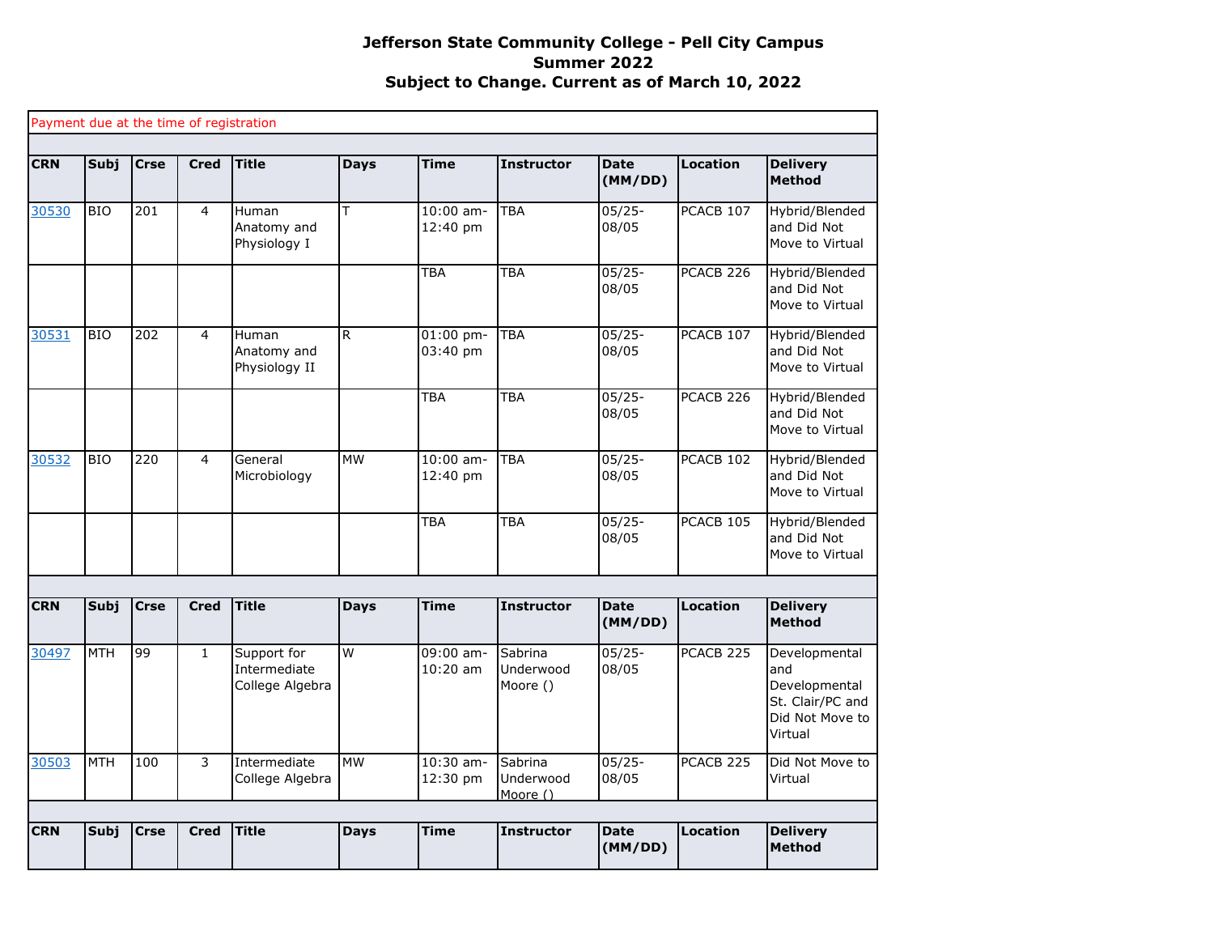# Jefferson State Community College - Pell City Campus
## Summer 2022
### Subject to Change. Current as of March 10, 2022

Payment due at the time of registration

| CRN | Subj | Crse | Cred | Title | Days | Time | Instructor | Date (MM/DD) | Location | Delivery Method |
|---|---|---|---|---|---|---|---|---|---|---|
| 30530 | BIO | 201 | 4 | Human Anatomy and Physiology I | T | 10:00 am-12:40 pm | TBA | 05/25-08/05 | PCACB 107 | Hybrid/Blended and Did Not Move to Virtual |
| | | | | | | TBA | TBA | 05/25-08/05 | PCACB 226 | Hybrid/Blended and Did Not Move to Virtual |
| 30531 | BIO | 202 | 4 | Human Anatomy and Physiology II | R | 01:00 pm-03:40 pm | TBA | 05/25-08/05 | PCACB 107 | Hybrid/Blended and Did Not Move to Virtual |
| | | | | | | TBA | TBA | 05/25-08/05 | PCACB 226 | Hybrid/Blended and Did Not Move to Virtual |
| 30532 | BIO | 220 | 4 | General Microbiology | MW | 10:00 am-12:40 pm | TBA | 05/25-08/05 | PCACB 102 | Hybrid/Blended and Did Not Move to Virtual |
| | | | | | | TBA | TBA | 05/25-08/05 | PCACB 105 | Hybrid/Blended and Did Not Move to Virtual |

| CRN | Subj | Crse | Cred | Title | Days | Time | Instructor | Date (MM/DD) | Location | Delivery Method |
|---|---|---|---|---|---|---|---|---|---|---|
| 30497 | MTH | 99 | 1 | Support for Intermediate College Algebra | W | 09:00 am-10:20 am | Sabrina Underwood Moore () | 05/25-08/05 | PCACB 225 | Developmental and Developmental St. Clair/PC and Did Not Move to Virtual |
| 30503 | MTH | 100 | 3 | Intermediate College Algebra | MW | 10:30 am-12:30 pm | Sabrina Underwood Moore () | 05/25-08/05 | PCACB 225 | Did Not Move to Virtual |

| CRN | Subj | Crse | Cred | Title | Days | Time | Instructor | Date (MM/DD) | Location | Delivery Method |
|---|---|---|---|---|---|---|---|---|---|---|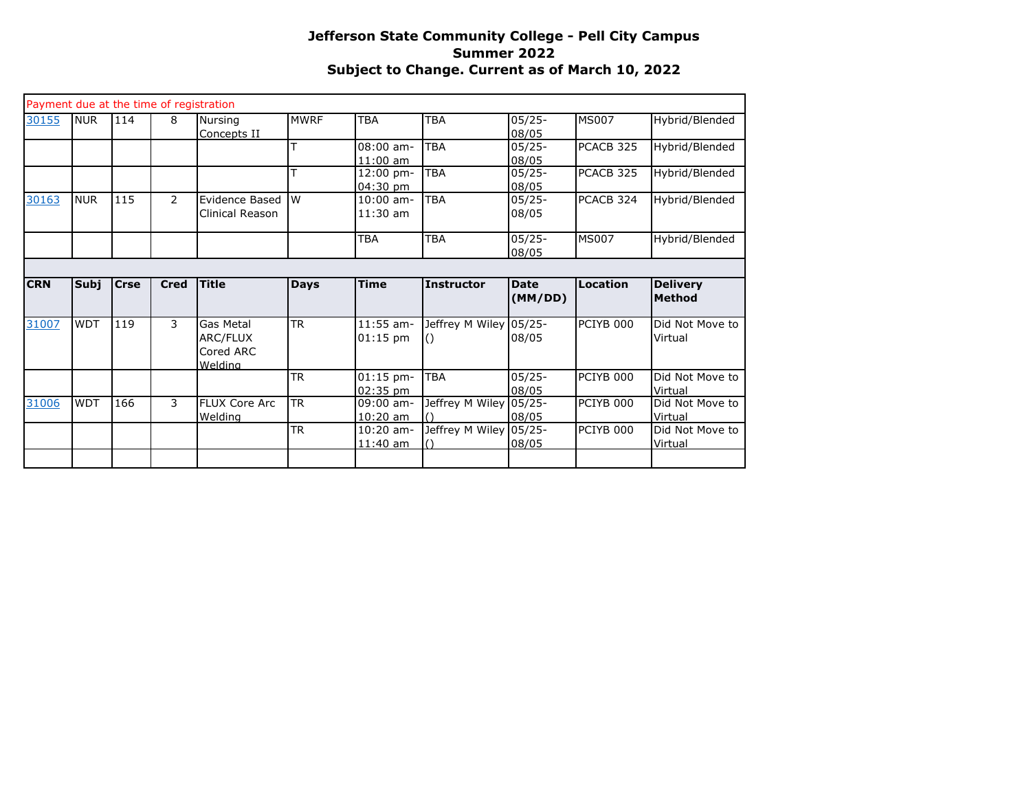# Jefferson State Community College - Pell City Campus
## Summer 2022
## Subject to Change. Current as of March 10, 2022

| | | | | | | | | | | |
|---|---|---|---|---|---|---|---|---|---|---|
| Payment due at the time of registration | | | | | | | | | | |
| 30155 | NUR | 114 | 8 | Nursing Concepts II | MWRF | TBA | TBA | 05/25-08/05 | MS007 | Hybrid/Blended |
| | | | | | T | 08:00 am-11:00 am | TBA | 05/25-08/05 | PCACB 325 | Hybrid/Blended |
| | | | | | T | 12:00 pm-04:30 pm | TBA | 05/25-08/05 | PCACB 325 | Hybrid/Blended |
| 30163 | NUR | 115 | 2 | Evidence Based Clinical Reason | W | 10:00 am-11:30 am | TBA | 05/25-08/05 | PCACB 324 | Hybrid/Blended |
| | | | | | | TBA | TBA | 05/25-08/05 | MS007 | Hybrid/Blended |

| CRN | Subj | Crse | Cred | Title | Days | Time | Instructor | Date (MM/DD) | Location | Delivery Method |
|---|---|---|---|---|---|---|---|---|---|---|
| 31007 | WDT | 119 | 3 | Gas Metal ARC/FLUX Cored ARC Welding | TR | 11:55 am-01:15 pm | Jeffrey M Wiley () | 05/25-08/05 | PCIYB 000 | Did Not Move to Virtual |
| | | | | | TR | 01:15 pm-02:35 pm | TBA | 05/25-08/05 | PCIYB 000 | Did Not Move to Virtual |
| 31006 | WDT | 166 | 3 | FLUX Core Arc Welding | TR | 09:00 am-10:20 am | Jeffrey M Wiley () | 05/25-08/05 | PCIYB 000 | Did Not Move to Virtual |
| | | | | | TR | 10:20 am-11:40 am | Jeffrey M Wiley () | 05/25-08/05 | PCIYB 000 | Did Not Move to Virtual |